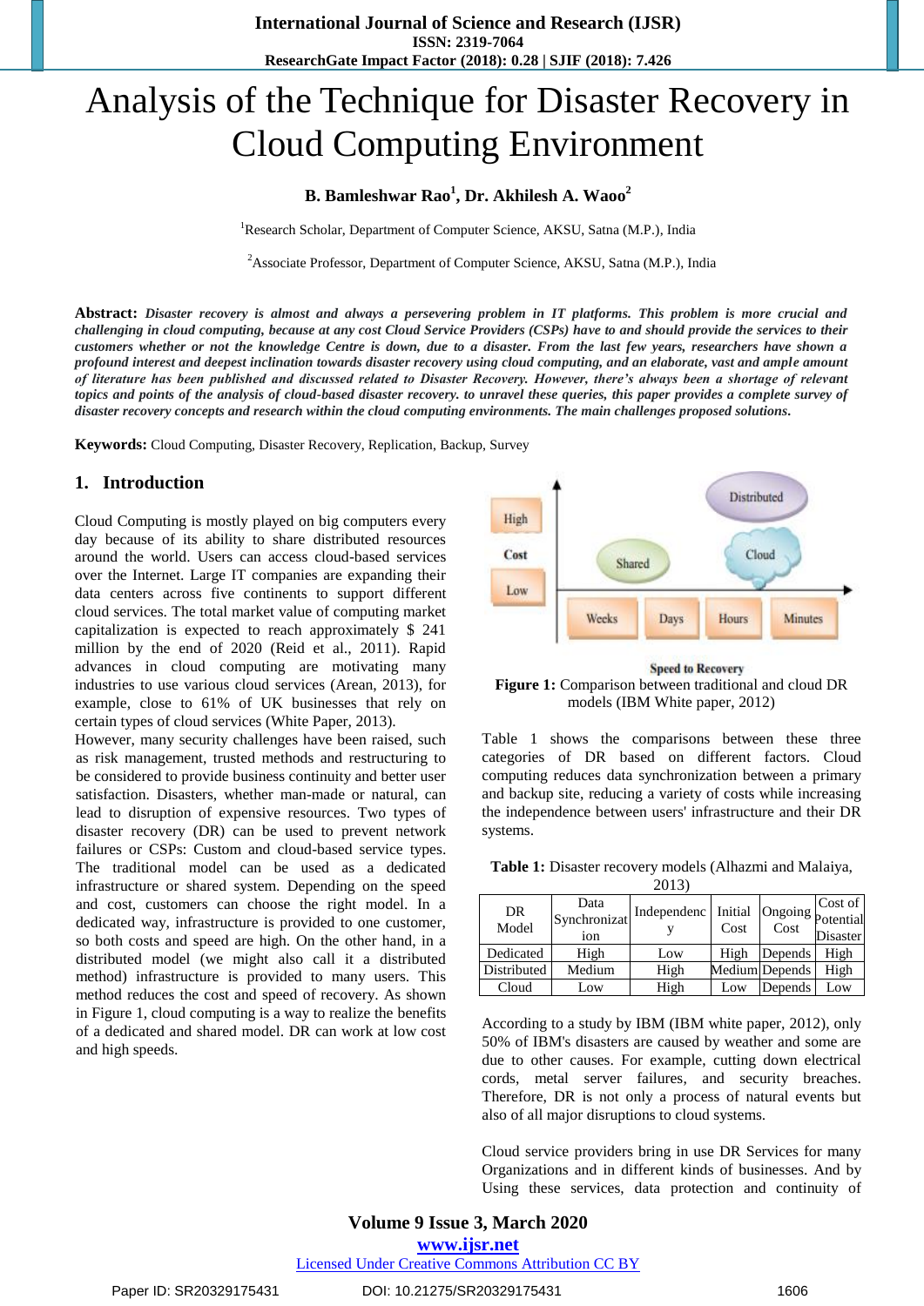# Analysis of the Technique for Disaster Recovery in Cloud Computing Environment

**B. Bamleshwar Rao[1], Dr. Akhilesh A. Waoo[2]**

[1]Research Scholar, Department of Computer Science, AKSU, Satna (M.P.), India

[2]Associate Professor, Department of Computer Science, AKSU, Satna (M.P.), India

**Abstract:** ***Disaster recovery is almost and always a persevering problem in IT platforms. This problem is more crucial and challenging in cloud computing, because at any cost Cloud Service Providers (CSPs) have to and should provide the services to their customers whether or not the knowledge Centre is down, due to a disaster. From the last few years, researchers have shown a profound interest and deepest inclination towards disaster recovery using cloud computing, and an elaborate, vast and ample amount of literature has been published and discussed related to Disaster Recovery. However, there's always been a shortage of relevant topics and points of the analysis of cloud-based disaster recovery. to unravel these queries, this paper provides a complete survey of disaster recovery concepts and research within the cloud computing environments. The main challenges proposed solutions.***

**Keywords:** Cloud Computing, Disaster Recovery, Replication, Backup, Survey

## 1. Introduction

Cloud Computing is mostly played on big computers every day because of its ability to share distributed resources around the world. Users can access cloud-based services over the Internet. Large IT companies are expanding their data centers across five continents to support different cloud services. The total market value of computing market capitalization is expected to reach approximately $ 241 million by the end of 2020 (Reid et al., 2011). Rapid advances in cloud computing are motivating many industries to use various cloud services (Arean, 2013), for example, close to 61% of UK businesses that rely on certain types of cloud services (White Paper, 2013).

However, many security challenges have been raised, such as risk management, trusted methods and restructuring to be considered to provide business continuity and better user satisfaction. Disasters, whether man-made or natural, can lead to disruption of expensive resources. Two types of disaster recovery (DR) can be used to prevent network failures or CSPs: Custom and cloud-based service types. The traditional model can be used as a dedicated infrastructure or shared system. Depending on the speed and cost, customers can choose the right model. In a dedicated way, infrastructure is provided to one customer, so both costs and speed are high. On the other hand, in a distributed model (we might also call it a distributed method) infrastructure is provided to many users. This method reduces the cost and speed of recovery. As shown in Figure 1, cloud computing is a way to realize the benefits of a dedicated and shared model. DR can work at low cost and high speeds.

**Figure 1:** Comparison between traditional and cloud DR models (IBM White paper, 2012)

Table 1 shows the comparisons between these three categories of DR based on different factors. Cloud computing reduces data synchronization between a primary and backup site, reducing a variety of costs while increasing the independence between users' infrastructure and their DR systems.

**Table 1:** Disaster recovery models (Alhazmi and Malaiya, 2013)

| DR Model | Data Synchronization | Independency | Initial Cost | Ongoing Cost | Cost of Potential Disaster |
|---|---|---|---|---|---|
| Dedicated | High | Low | High | Depends | High |
| Distributed | Medium | High | Medium | Depends | High |
| Cloud | Low | High | Low | Depends | Low |

According to a study by IBM (IBM white paper, 2012), only 50% of IBM's disasters are caused by weather and some are due to other causes. For example, cutting down electrical cords, metal server failures, and security breaches. Therefore, DR is not only a process of natural events but also of all major disruptions to cloud systems.

Cloud service providers bring in use DR Services for many Organizations and in different kinds of businesses. And by Using these services, data protection and continuity of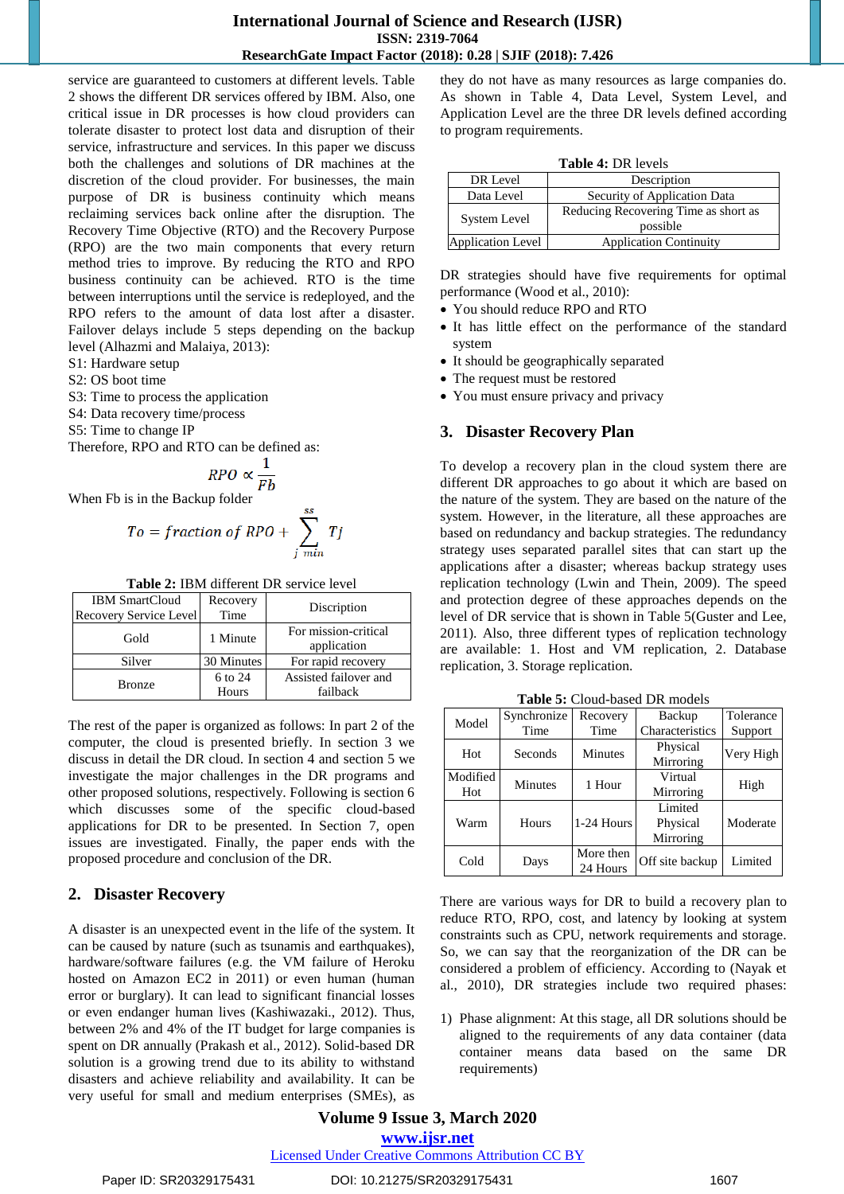service are guaranteed to customers at different levels. Table 2 shows the different DR services offered by IBM. Also, one critical issue in DR processes is how cloud providers can tolerate disaster to protect lost data and disruption of their service, infrastructure and services. In this paper we discuss both the challenges and solutions of DR machines at the discretion of the cloud provider. For businesses, the main purpose of DR is business continuity which means reclaiming services back online after the disruption. The Recovery Time Objective (RTO) and the Recovery Purpose (RPO) are the two main components that every return method tries to improve. By reducing the RTO and RPO business continuity can be achieved. RTO is the time between interruptions until the service is redeployed, and the RPO refers to the amount of data lost after a disaster. Failover delays include 5 steps depending on the backup level (Alhazmi and Malaiya, 2013):

S1: Hardware setup
S2: OS boot time
S3: Time to process the application
S4: Data recovery time/process
S5: Time to change IP

Therefore, RPO and RTO can be defined as:

$$RPO \propto \frac{1}{Fb}$$

When Fb is in the Backup folder

$$To = fraction\ of\ RPO + \sum_{j\ min}^{ss} Tj$$

**Table 2:** IBM different DR service level

| IBM SmartCloud Recovery Service Level | Recovery Time | Discription |
|---|---|---|
| Gold | 1 Minute | For mission-critical application |
| Silver | 30 Minutes | For rapid recovery |
| Bronze | 6 to 24 Hours | Assisted failover and failback |

The rest of the paper is organized as follows: In part 2 of the computer, the cloud is presented briefly. In section 3 we discuss in detail the DR cloud. In section 4 and section 5 we investigate the major challenges in the DR programs and other proposed solutions, respectively. Following is section 6 which discusses some of the specific cloud-based applications for DR to be presented. In Section 7, open issues are investigated. Finally, the paper ends with the proposed procedure and conclusion of the DR.

## 2. Disaster Recovery

A disaster is an unexpected event in the life of the system. It can be caused by nature (such as tsunamis and earthquakes), hardware/software failures (e.g. the VM failure of Heroku hosted on Amazon EC2 in 2011) or even human (human error or burglary). It can lead to significant financial losses or even endanger human lives (Kashiwazaki., 2012). Thus, between 2% and 4% of the IT budget for large companies is spent on DR annually (Prakash et al., 2012). Solid-based DR solution is a growing trend due to its ability to withstand disasters and achieve reliability and availability. It can be very useful for small and medium enterprises (SMEs), as they do not have as many resources as large companies do. As shown in Table 4, Data Level, System Level, and Application Level are the three DR levels defined according to program requirements.

**Table 4:** DR levels

| DR Level | Description |
|---|---|
| Data Level | Security of Application Data |
| System Level | Reducing Recovering Time as short as possible |
| Application Level | Application Continuity |

DR strategies should have five requirements for optimal performance (Wood et al., 2010):

- You should reduce RPO and RTO
- It has little effect on the performance of the standard system
- It should be geographically separated
- The request must be restored
- You must ensure privacy and privacy

## 3. Disaster Recovery Plan

To develop a recovery plan in the cloud system there are different DR approaches to go about it which are based on the nature of the system. They are based on the nature of the system. However, in the literature, all these approaches are based on redundancy and backup strategies. The redundancy strategy uses separated parallel sites that can start up the applications after a disaster; whereas backup strategy uses replication technology (Lwin and Thein, 2009). The speed and protection degree of these approaches depends on the level of DR service that is shown in Table 5(Guster and Lee, 2011). Also, three different types of replication technology are available: 1. Host and VM replication, 2. Database replication, 3. Storage replication.

**Table 5:** Cloud-based DR models

| Model | Synchronize Time | Recovery Time | Backup Characteristics | Tolerance Support |
|---|---|---|---|---|
| Hot | Seconds | Minutes | Physical Mirroring | Very High |
| Modified Hot | Minutes | 1 Hour | Virtual Mirroring | High |
| Warm | Hours | 1-24 Hours | Limited Physical Mirroring | Moderate |
| Cold | Days | More then 24 Hours | Off site backup | Limited |

There are various ways for DR to build a recovery plan to reduce RTO, RPO, cost, and latency by looking at system constraints such as CPU, network requirements and storage. So, we can say that the reorganization of the DR can be considered a problem of efficiency. According to (Nayak et al., 2010), DR strategies include two required phases:

1) Phase alignment: At this stage, all DR solutions should be aligned to the requirements of any data container (data container means data based on the same DR requirements)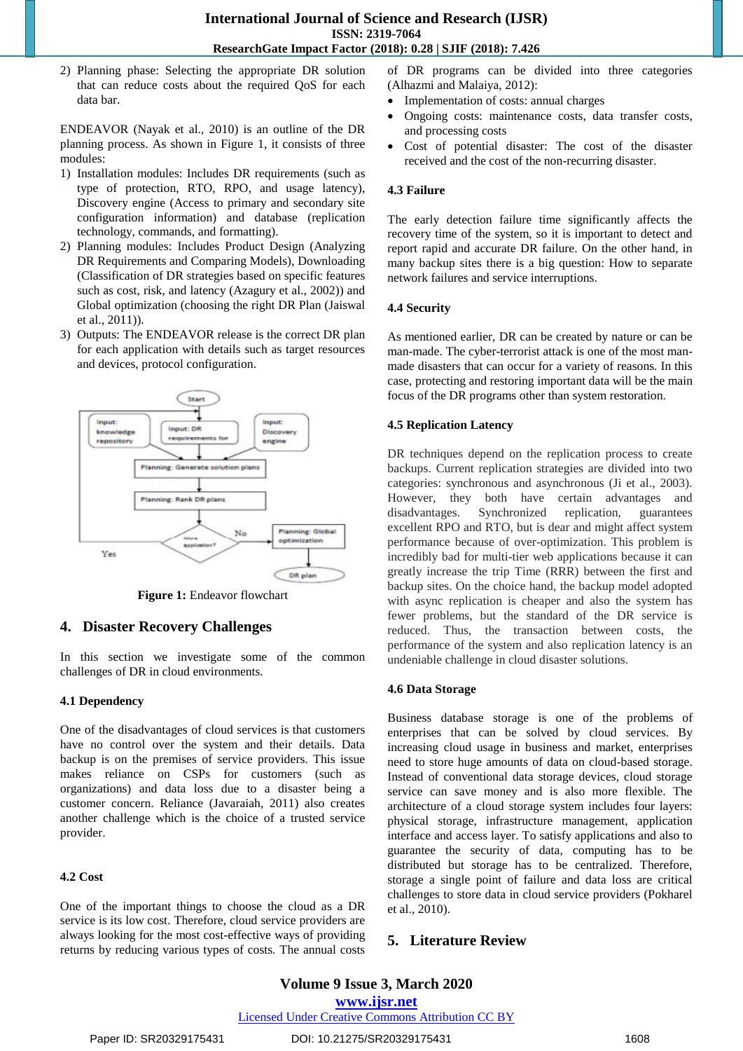2) Planning phase: Selecting the appropriate DR solution that can reduce costs about the required QoS for each data bar.

ENDEAVOR (Nayak et al., 2010) is an outline of the DR planning process. As shown in Figure 1, it consists of three modules:

1) Installation modules: Includes DR requirements (such as type of protection, RTO, RPO, and usage latency), Discovery engine (Access to primary and secondary site configuration information) and database (replication technology, commands, and formatting).
2) Planning modules: Includes Product Design (Analyzing DR Requirements and Comparing Models), Downloading (Classification of DR strategies based on specific features such as cost, risk, and latency (Azagury et al., 2002)) and Global optimization (choosing the right DR Plan (Jaiswal et al., 2011)).
3) Outputs: The ENDEAVOR release is the correct DR plan for each application with details such as target resources and devices, protocol configuration.

**Figure 1:** Endeavor flowchart

## 4. Disaster Recovery Challenges

In this section we investigate some of the common challenges of DR in cloud environments.

### 4.1 Dependency

One of the disadvantages of cloud services is that customers have no control over the system and their details. Data backup is on the premises of service providers. This issue makes reliance on CSPs for customers (such as organizations) and data loss due to a disaster being a customer concern. Reliance (Javaraiah, 2011) also creates another challenge which is the choice of a trusted service provider.

### 4.2 Cost

One of the important things to choose the cloud as a DR service is its low cost. Therefore, cloud service providers are always looking for the most cost-effective ways of providing returns by reducing various types of costs. The annual costs of DR programs can be divided into three categories (Alhazmi and Malaiya, 2012):

- Implementation of costs: annual charges
- Ongoing costs: maintenance costs, data transfer costs, and processing costs
- Cost of potential disaster: The cost of the disaster received and the cost of the non-recurring disaster.

### 4.3 Failure

The early detection failure time significantly affects the recovery time of the system, so it is important to detect and report rapid and accurate DR failure. On the other hand, in many backup sites there is a big question: How to separate network failures and service interruptions.

### 4.4 Security

As mentioned earlier, DR can be created by nature or can be man-made. The cyber-terrorist attack is one of the most man-made disasters that can occur for a variety of reasons. In this case, protecting and restoring important data will be the main focus of the DR programs other than system restoration.

### 4.5 Replication Latency

DR techniques depend on the replication process to create backups. Current replication strategies are divided into two categories: synchronous and asynchronous (Ji et al., 2003). However, they both have certain advantages and disadvantages. Synchronized replication, guarantees excellent RPO and RTO, but is dear and might affect system performance because of over-optimization. This problem is incredibly bad for multi-tier web applications because it can greatly increase the trip Time (RRR) between the first and backup sites. On the choice hand, the backup model adopted with async replication is cheaper and also the system has fewer problems, but the standard of the DR service is reduced. Thus, the transaction between costs, the performance of the system and also replication latency is an undeniable challenge in cloud disaster solutions.

### 4.6 Data Storage

Business database storage is one of the problems of enterprises that can be solved by cloud services. By increasing cloud usage in business and market, enterprises need to store huge amounts of data on cloud-based storage. Instead of conventional data storage devices, cloud storage service can save money and is also more flexible. The architecture of a cloud storage system includes four layers: physical storage, infrastructure management, application interface and access layer. To satisfy applications and also to guarantee the security of data, computing has to be distributed but storage has to be centralized. Therefore, storage a single point of failure and data loss are critical challenges to store data in cloud service providers (Pokharel et al., 2010).

## 5. Literature Review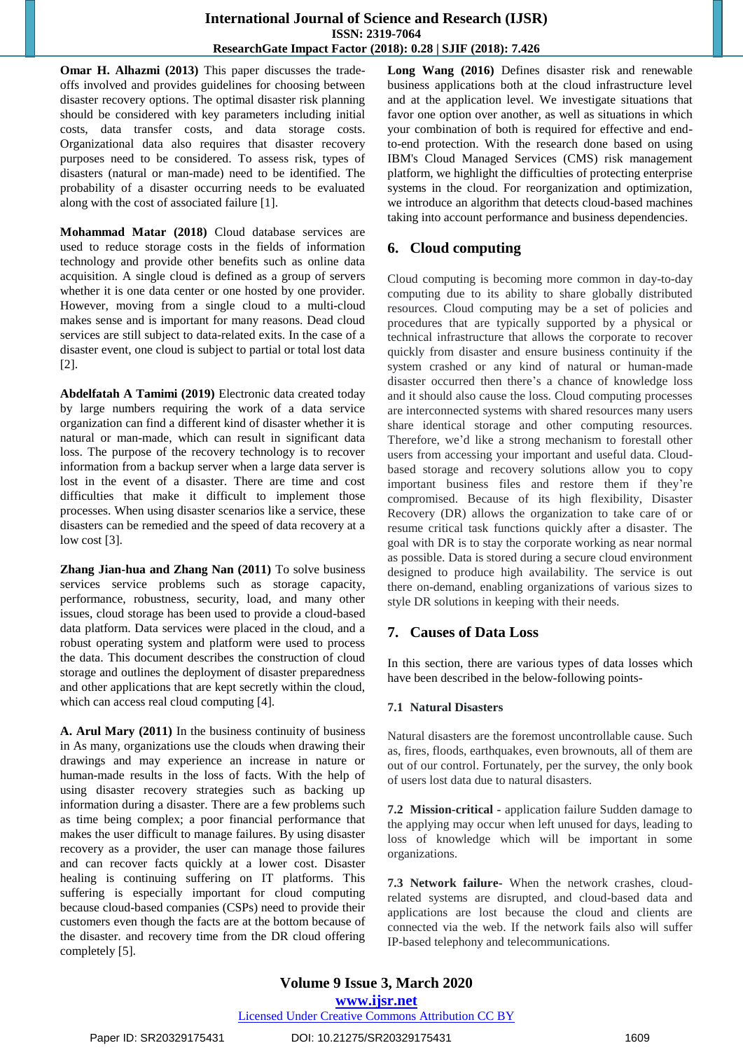**Omar H. Alhazmi (2013)** This paper discusses the trade-offs involved and provides guidelines for choosing between disaster recovery options. The optimal disaster risk planning should be considered with key parameters including initial costs, data transfer costs, and data storage costs. Organizational data also requires that disaster recovery purposes need to be considered. To assess risk, types of disasters (natural or man-made) need to be identified. The probability of a disaster occurring needs to be evaluated along with the cost of associated failure [1].

**Mohammad Matar (2018)** Cloud database services are used to reduce storage costs in the fields of information technology and provide other benefits such as online data acquisition. A single cloud is defined as a group of servers whether it is one data center or one hosted by one provider. However, moving from a single cloud to a multi-cloud makes sense and is important for many reasons. Dead cloud services are still subject to data-related exits. In the case of a disaster event, one cloud is subject to partial or total lost data [2].

**Abdelfatah A Tamimi (2019)** Electronic data created today by large numbers requiring the work of a data service organization can find a different kind of disaster whether it is natural or man-made, which can result in significant data loss. The purpose of the recovery technology is to recover information from a backup server when a large data server is lost in the event of a disaster. There are time and cost difficulties that make it difficult to implement those processes. When using disaster scenarios like a service, these disasters can be remedied and the speed of data recovery at a low cost [3].

**Zhang Jian-hua and Zhang Nan (2011)** To solve business services service problems such as storage capacity, performance, robustness, security, load, and many other issues, cloud storage has been used to provide a cloud-based data platform. Data services were placed in the cloud, and a robust operating system and platform were used to process the data. This document describes the construction of cloud storage and outlines the deployment of disaster preparedness and other applications that are kept secretly within the cloud, which can access real cloud computing [4].

**A. Arul Mary (2011)** In the business continuity of business in As many, organizations use the clouds when drawing their drawings and may experience an increase in nature or human-made results in the loss of facts. With the help of using disaster recovery strategies such as backing up information during a disaster. There are a few problems such as time being complex; a poor financial performance that makes the user difficult to manage failures. By using disaster recovery as a provider, the user can manage those failures and can recover facts quickly at a lower cost. Disaster healing is continuing suffering on IT platforms. This suffering is especially important for cloud computing because cloud-based companies (CSPs) need to provide their customers even though the facts are at the bottom because of the disaster. and recovery time from the DR cloud offering completely [5].

**Long Wang (2016)** Defines disaster risk and renewable business applications both at the cloud infrastructure level and at the application level. We investigate situations that favor one option over another, as well as situations in which your combination of both is required for effective and end-to-end protection. With the research done based on using IBM's Cloud Managed Services (CMS) risk management platform, we highlight the difficulties of protecting enterprise systems in the cloud. For reorganization and optimization, we introduce an algorithm that detects cloud-based machines taking into account performance and business dependencies.

## 6. Cloud computing

Cloud computing is becoming more common in day-to-day computing due to its ability to share globally distributed resources. Cloud computing may be a set of policies and procedures that are typically supported by a physical or technical infrastructure that allows the corporate to recover quickly from disaster and ensure business continuity if the system crashed or any kind of natural or human-made disaster occurred then there's a chance of knowledge loss and it should also cause the loss. Cloud computing processes are interconnected systems with shared resources many users share identical storage and other computing resources. Therefore, we'd like a strong mechanism to forestall other users from accessing your important and useful data. Cloud-based storage and recovery solutions allow you to copy important business files and restore them if they're compromised. Because of its high flexibility, Disaster Recovery (DR) allows the organization to take care of or resume critical task functions quickly after a disaster. The goal with DR is to stay the corporate working as near normal as possible. Data is stored during a secure cloud environment designed to produce high availability. The service is out there on-demand, enabling organizations of various sizes to style DR solutions in keeping with their needs.

## 7. Causes of Data Loss

In this section, there are various types of data losses which have been described in the below-following points-

### 7.1 Natural Disasters

Natural disasters are the foremost uncontrollable cause. Such as, fires, floods, earthquakes, even brownouts, all of them are out of our control. Fortunately, per the survey, the only book of users lost data due to natural disasters.

**7.2 Mission-critical -** application failure Sudden damage to the applying may occur when left unused for days, leading to loss of knowledge which will be important in some organizations.

**7.3 Network failure-** When the network crashes, cloud-related systems are disrupted, and cloud-based data and applications are lost because the cloud and clients are connected via the web. If the network fails also will suffer IP-based telephony and telecommunications.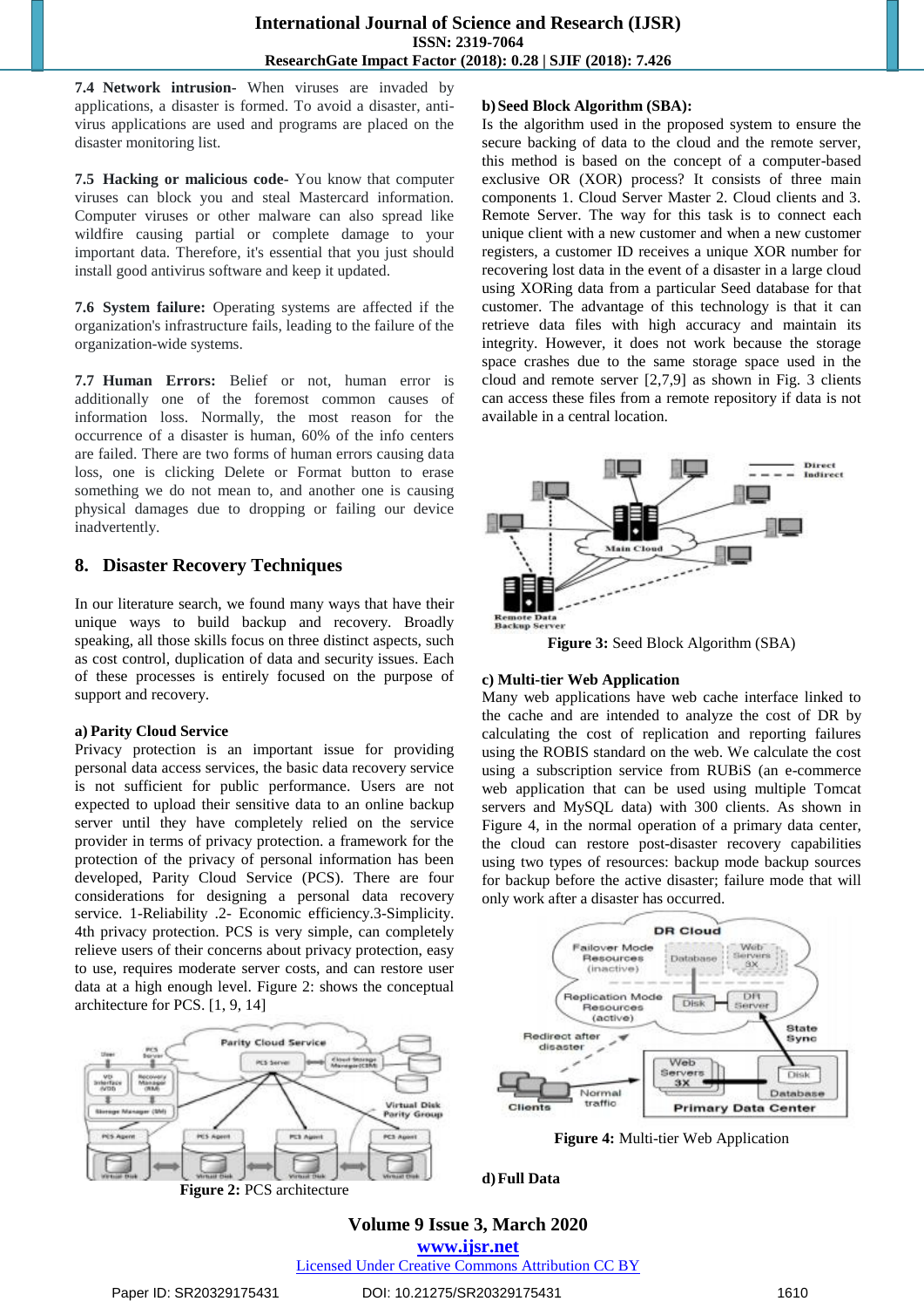**7.4 Network intrusion-** When viruses are invaded by applications, a disaster is formed. To avoid a disaster, anti-virus applications are used and programs are placed on the disaster monitoring list.

**7.5 Hacking or malicious code-** You know that computer viruses can block you and steal Mastercard information. Computer viruses or other malware can also spread like wildfire causing partial or complete damage to your important data. Therefore, it's essential that you just should install good antivirus software and keep it updated.

**7.6 System failure:** Operating systems are affected if the organization's infrastructure fails, leading to the failure of the organization-wide systems.

**7.7 Human Errors:** Belief or not, human error is additionally one of the foremost common causes of information loss. Normally, the most reason for the occurrence of a disaster is human, 60% of the info centers are failed. There are two forms of human errors causing data loss, one is clicking Delete or Format button to erase something we do not mean to, and another one is causing physical damages due to dropping or failing our device inadvertently.

## 8. Disaster Recovery Techniques

In our literature search, we found many ways that have their unique ways to build backup and recovery. Broadly speaking, all those skills focus on three distinct aspects, such as cost control, duplication of data and security issues. Each of these processes is entirely focused on the purpose of support and recovery.

### a) Parity Cloud Service

Privacy protection is an important issue for providing personal data access services, the basic data recovery service is not sufficient for public performance. Users are not expected to upload their sensitive data to an online backup server until they have completely relied on the service provider in terms of privacy protection. a framework for the protection of the privacy of personal information has been developed, Parity Cloud Service (PCS). There are four considerations for designing a personal data recovery service. 1-Reliability .2- Economic efficiency.3-Simplicity. 4th privacy protection. PCS is very simple, can completely relieve users of their concerns about privacy protection, easy to use, requires moderate server costs, and can restore user data at a high enough level. Figure 2: shows the conceptual architecture for PCS. [1, 9, 14]

**Figure 2:** PCS architecture

### b) Seed Block Algorithm (SBA):

Is the algorithm used in the proposed system to ensure the secure backing of data to the cloud and the remote server, this method is based on the concept of a computer-based exclusive OR (XOR) process? It consists of three main components 1. Cloud Server Master 2. Cloud clients and 3. Remote Server. The way for this task is to connect each unique client with a new customer and when a new customer registers, a customer ID receives a unique XOR number for recovering lost data in the event of a disaster in a large cloud using XORing data from a particular Seed database for that customer. The advantage of this technology is that it can retrieve data files with high accuracy and maintain its integrity. However, it does not work because the storage space crashes due to the same storage space used in the cloud and remote server [2,7,9] as shown in Fig. 3 clients can access these files from a remote repository if data is not available in a central location.

**Figure 3:** Seed Block Algorithm (SBA)

### c) Multi-tier Web Application

Many web applications have web cache interface linked to the cache and are intended to analyze the cost of DR by calculating the cost of replication and reporting failures using the ROBIS standard on the web. We calculate the cost using a subscription service from RUBiS (an e-commerce web application that can be used using multiple Tomcat servers and MySQL data) with 300 clients. As shown in Figure 4, in the normal operation of a primary data center, the cloud can restore post-disaster recovery capabilities using two types of resources: backup mode backup sources for backup before the active disaster; failure mode that will only work after a disaster has occurred.

**Figure 4:** Multi-tier Web Application

### d) Full Data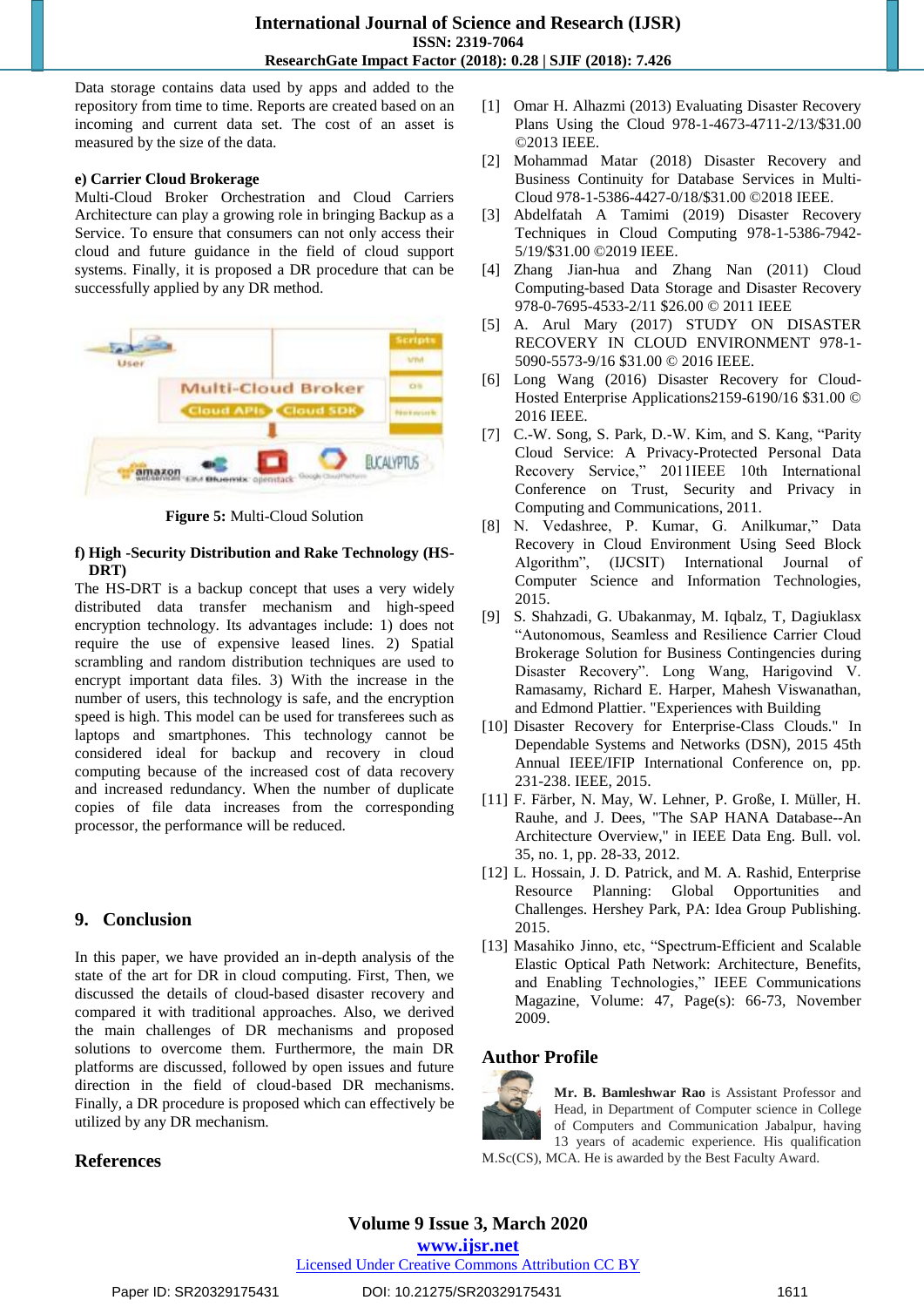Data storage contains data used by apps and added to the repository from time to time. Reports are created based on an incoming and current data set. The cost of an asset is measured by the size of the data.

**e) Carrier Cloud Brokerage**

Multi-Cloud Broker Orchestration and Cloud Carriers Architecture can play a growing role in bringing Backup as a Service. To ensure that consumers can not only access their cloud and future guidance in the field of cloud support systems. Finally, it is proposed a DR procedure that can be successfully applied by any DR method.

**Figure 5:** Multi-Cloud Solution

**f) High -Security Distribution and Rake Technology (HS-DRT)**

The HS-DRT is a backup concept that uses a very widely distributed data transfer mechanism and high-speed encryption technology. Its advantages include: 1) does not require the use of expensive leased lines. 2) Spatial scrambling and random distribution techniques are used to encrypt important data files. 3) With the increase in the number of users, this technology is safe, and the encryption speed is high. This model can be used for transferees such as laptops and smartphones. This technology cannot be considered ideal for backup and recovery in cloud computing because of the increased cost of data recovery and increased redundancy. When the number of duplicate copies of file data increases from the corresponding processor, the performance will be reduced.

## 9. Conclusion

In this paper, we have provided an in-depth analysis of the state of the art for DR in cloud computing. First, Then, we discussed the details of cloud-based disaster recovery and compared it with traditional approaches. Also, we derived the main challenges of DR mechanisms and proposed solutions to overcome them. Furthermore, the main DR platforms are discussed, followed by open issues and future direction in the field of cloud-based DR mechanisms. Finally, a DR procedure is proposed which can effectively be utilized by any DR mechanism.

## References

[1] Omar H. Alhazmi (2013) Evaluating Disaster Recovery Plans Using the Cloud 978-1-4673-4711-2/13/$31.00 ©2013 IEEE.

[2] Mohammad Matar (2018) Disaster Recovery and Business Continuity for Database Services in Multi-Cloud 978-1-5386-4427-0/18/$31.00 ©2018 IEEE.

[3] Abdelfatah A Tamimi (2019) Disaster Recovery Techniques in Cloud Computing 978-1-5386-7942-5/19/$31.00 ©2019 IEEE.

[4] Zhang Jian-hua and Zhang Nan (2011) Cloud Computing-based Data Storage and Disaster Recovery 978-0-7695-4533-2/11 $26.00 © 2011 IEEE

[5] A. Arul Mary (2017) STUDY ON DISASTER RECOVERY IN CLOUD ENVIRONMENT 978-1-5090-5573-9/16 $31.00 © 2016 IEEE.

[6] Long Wang (2016) Disaster Recovery for Cloud-Hosted Enterprise Applications2159-6190/16 $31.00 © 2016 IEEE.

[7] C.-W. Song, S. Park, D.-W. Kim, and S. Kang, "Parity Cloud Service: A Privacy-Protected Personal Data Recovery Service," 2011IEEE 10th International Conference on Trust, Security and Privacy in Computing and Communications, 2011.

[8] N. Vedashree, P. Kumar, G. Anilkumar," Data Recovery in Cloud Environment Using Seed Block Algorithm", (IJCSIT) International Journal of Computer Science and Information Technologies, 2015.

[9] S. Shahzadi, G. Ubakanmay, M. Iqbalz, T, Dagiuklasx "Autonomous, Seamless and Resilience Carrier Cloud Brokerage Solution for Business Contingencies during Disaster Recovery". Long Wang, Harigovind V. Ramasamy, Richard E. Harper, Mahesh Viswanathan, and Edmond Plattier. "Experiences with Building

[10] Disaster Recovery for Enterprise-Class Clouds." In Dependable Systems and Networks (DSN), 2015 45th Annual IEEE/IFIP International Conference on, pp. 231-238. IEEE, 2015.

[11] F. Färber, N. May, W. Lehner, P. Große, I. Müller, H. Rauhe, and J. Dees, "The SAP HANA Database--An Architecture Overview," in IEEE Data Eng. Bull. vol. 35, no. 1, pp. 28-33, 2012.

[12] L. Hossain, J. D. Patrick, and M. A. Rashid, Enterprise Resource Planning: Global Opportunities and Challenges. Hershey Park, PA: Idea Group Publishing. 2015.

[13] Masahiko Jinno, etc, "Spectrum-Efficient and Scalable Elastic Optical Path Network: Architecture, Benefits, and Enabling Technologies," IEEE Communications Magazine, Volume: 47, Page(s): 66-73, November 2009.

## Author Profile

**Mr. B. Bamleshwar Rao** is Assistant Professor and Head, in Department of Computer science in College of Computers and Communication Jabalpur, having 13 years of academic experience. His qualification M.Sc(CS), MCA. He is awarded by the Best Faculty Award.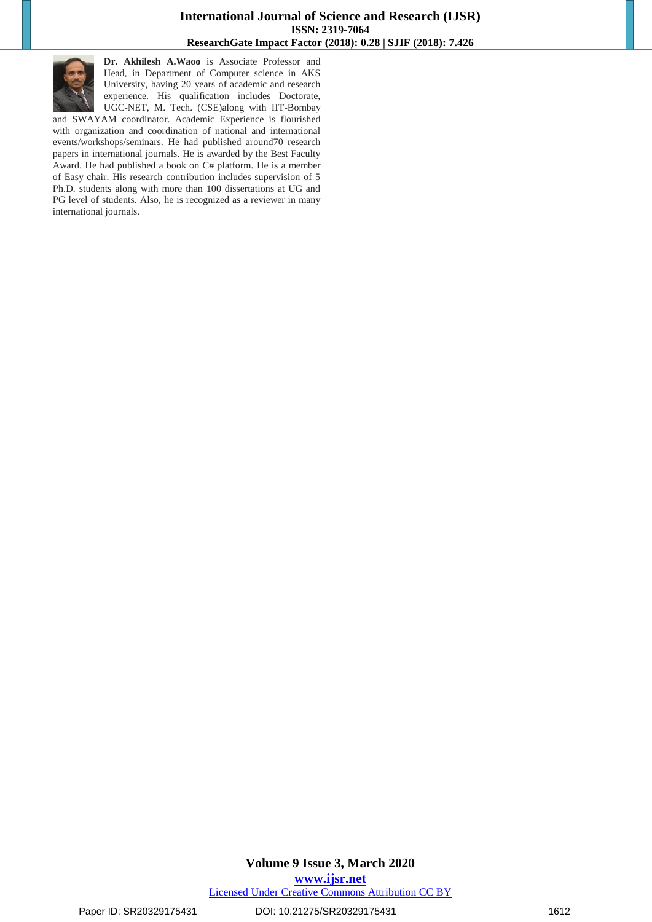**Dr. Akhilesh A.Waoo** is Associate Professor and Head, in Department of Computer science in AKS University, having 20 years of academic and research experience. His qualification includes Doctorate, UGC-NET, M. Tech. (CSE)along with IIT-Bombay and SWAYAM coordinator. Academic Experience is flourished with organization and coordination of national and international events/workshops/seminars. He had published around70 research papers in international journals. He is awarded by the Best Faculty Award. He had published a book on C# platform. He is a member of Easy chair. His research contribution includes supervision of 5 Ph.D. students along with more than 100 dissertations at UG and PG level of students. Also, he is recognized as a reviewer in many international journals.